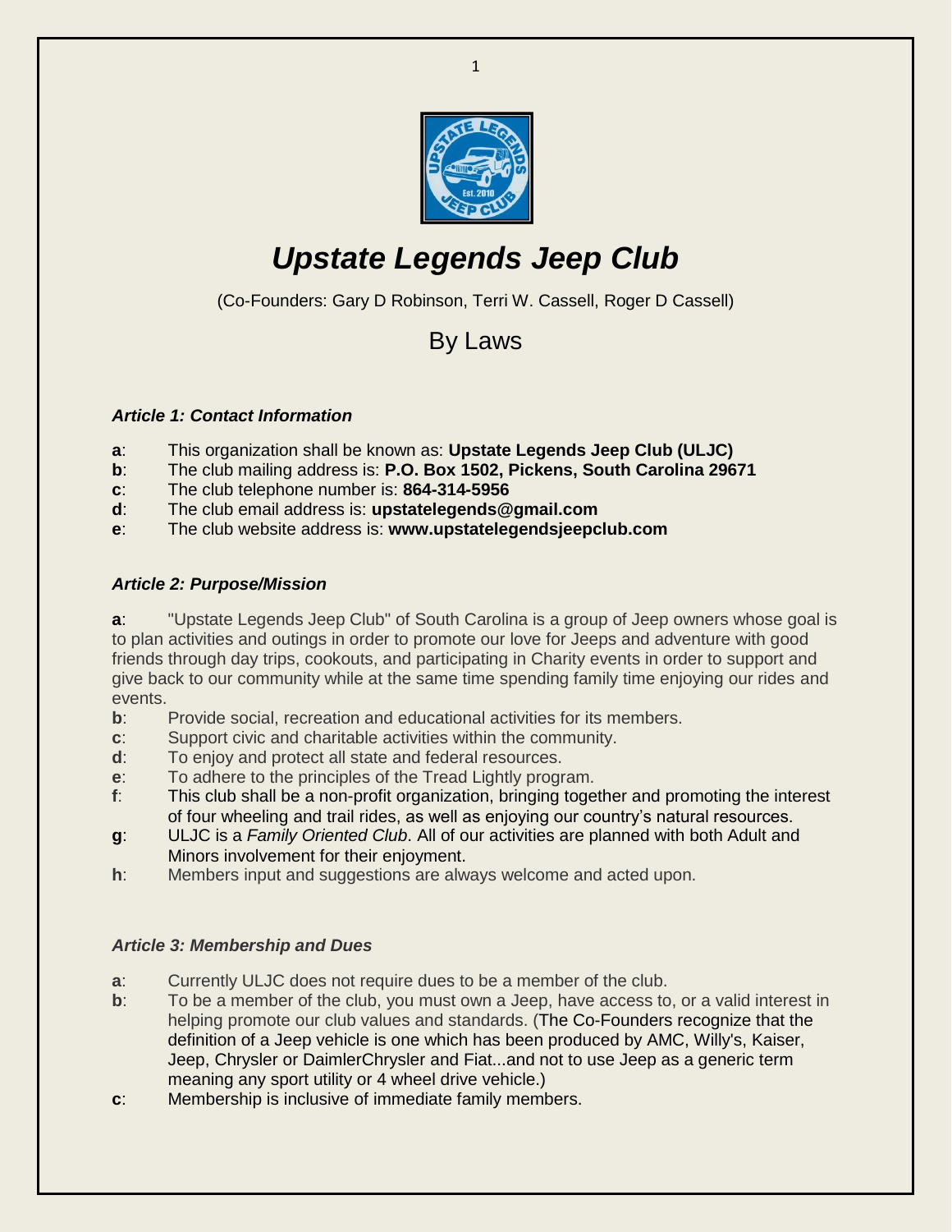# *Upstate Legends Jeep Club*

(Co-Founders: Gary D Robinson, Terri W. Cassell, Roger D Cassell)

## By Laws

### *Article 1: Contact Information*

**a**: This organization shall be known as: **Upstate Legends Jeep Club (ULJC)**
**b**: The club mailing address is: **P.O. Box 1502, Pickens, South Carolina 29671**
**c**: The club telephone number is: **864-314-5956**
**d**: The club email address is: **upstatelegends@gmail.com**
**e**: The club website address is: **www.upstatelegendsjeepclub.com**

### *Article 2: Purpose/Mission*

**a**: "Upstate Legends Jeep Club" of South Carolina is a group of Jeep owners whose goal is to plan activities and outings in order to promote our love for Jeeps and adventure with good friends through day trips, cookouts, and participating in Charity events in order to support and give back to our community while at the same time spending family time enjoying our rides and events.
**b**: Provide social, recreation and educational activities for its members.
**c**: Support civic and charitable activities within the community.
**d**: To enjoy and protect all state and federal resources.
**e**: To adhere to the principles of the Tread Lightly program.
**f**: This club shall be a non-profit organization, bringing together and promoting the interest of four wheeling and trail rides, as well as enjoying our country's natural resources.
**g**: ULJC is a *Family Oriented Club*. All of our activities are planned with both Adult and Minors involvement for their enjoyment.
**h**: Members input and suggestions are always welcome and acted upon.

### *Article 3: Membership and Dues*

**a**: Currently ULJC does not require dues to be a member of the club.
**b**: To be a member of the club, you must own a Jeep, have access to, or a valid interest in helping promote our club values and standards. (The Co-Founders recognize that the definition of a Jeep vehicle is one which has been produced by AMC, Willy's, Kaiser, Jeep, Chrysler or DaimlerChrysler and Fiat...and not to use Jeep as a generic term meaning any sport utility or 4 wheel drive vehicle.)
**c**: Membership is inclusive of immediate family members.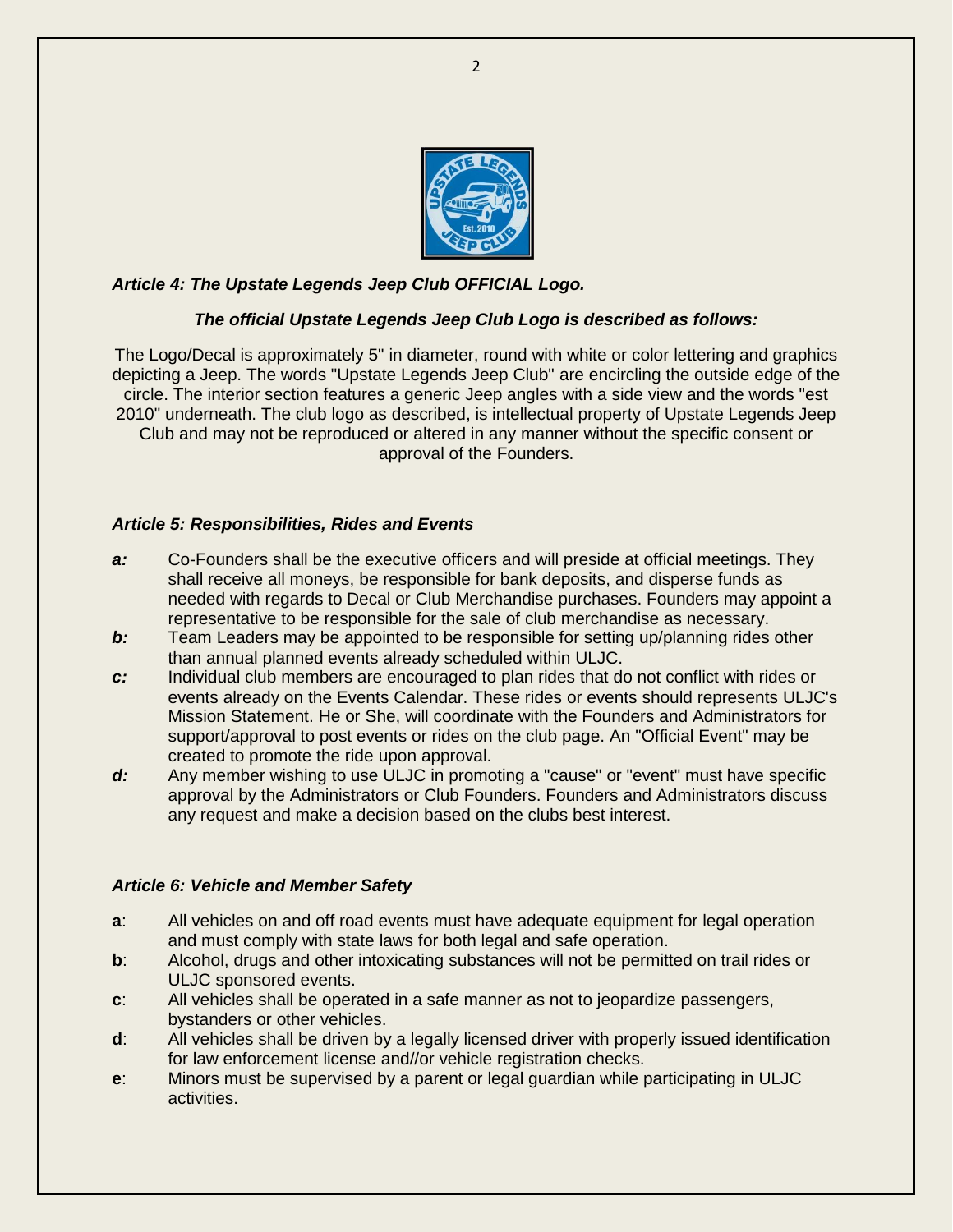***Article 4: The Upstate Legends Jeep Club OFFICIAL Logo.***

***The official Upstate Legends Jeep Club Logo is described as follows:***

The Logo/Decal is approximately 5" in diameter, round with white or color lettering and graphics depicting a Jeep. The words "Upstate Legends Jeep Club" are encircling the outside edge of the circle. The interior section features a generic Jeep angles with a side view and the words "est 2010" underneath. The club logo as described, is intellectual property of Upstate Legends Jeep Club and may not be reproduced or altered in any manner without the specific consent or approval of the Founders.

***Article 5: Responsibilities, Rides and Events***

***a:*** Co-Founders shall be the executive officers and will preside at official meetings. They shall receive all moneys, be responsible for bank deposits, and disperse funds as needed with regards to Decal or Club Merchandise purchases. Founders may appoint a representative to be responsible for the sale of club merchandise as necessary.

***b:*** Team Leaders may be appointed to be responsible for setting up/planning rides other than annual planned events already scheduled within ULJC.

***c:*** Individual club members are encouraged to plan rides that do not conflict with rides or events already on the Events Calendar. These rides or events should represents ULJC's Mission Statement. He or She, will coordinate with the Founders and Administrators for support/approval to post events or rides on the club page. An "Official Event" may be created to promote the ride upon approval.

***d:*** Any member wishing to use ULJC in promoting a "cause" or "event" must have specific approval by the Administrators or Club Founders. Founders and Administrators discuss any request and make a decision based on the clubs best interest.

***Article 6: Vehicle and Member Safety***

**a**: All vehicles on and off road events must have adequate equipment for legal operation and must comply with state laws for both legal and safe operation.

**b**: Alcohol, drugs and other intoxicating substances will not be permitted on trail rides or ULJC sponsored events.

**c**: All vehicles shall be operated in a safe manner as not to jeopardize passengers, bystanders or other vehicles.

**d**: All vehicles shall be driven by a legally licensed driver with properly issued identification for law enforcement license and//or vehicle registration checks.

**e**: Minors must be supervised by a parent or legal guardian while participating in ULJC activities.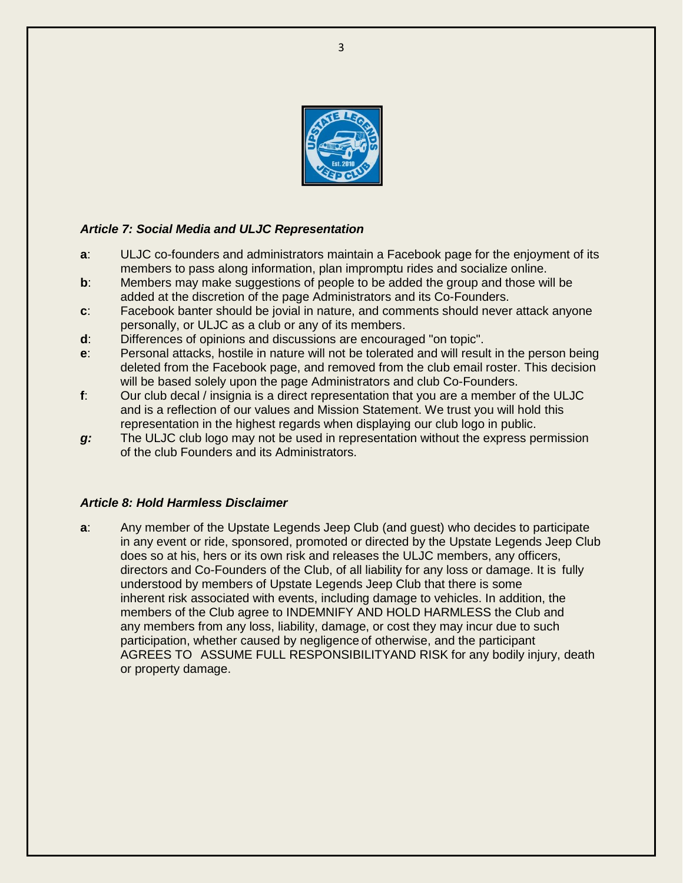### *Article 7: Social Media and ULJC Representation*

**a**: ULJC co-founders and administrators maintain a Facebook page for the enjoyment of its members to pass along information, plan impromptu rides and socialize online.

**b**: Members may make suggestions of people to be added the group and those will be added at the discretion of the page Administrators and its Co-Founders.

**c**: Facebook banter should be jovial in nature, and comments should never attack anyone personally, or ULJC as a club or any of its members.

**d**: Differences of opinions and discussions are encouraged "on topic".

**e**: Personal attacks, hostile in nature will not be tolerated and will result in the person being deleted from the Facebook page, and removed from the club email roster. This decision will be based solely upon the page Administrators and club Co-Founders.

**f**: Our club decal / insignia is a direct representation that you are a member of the ULJC and is a reflection of our values and Mission Statement. We trust you will hold this representation in the highest regards when displaying our club logo in public.

***g:*** The ULJC club logo may not be used in representation without the express permission of the club Founders and its Administrators.

### *Article 8: Hold Harmless Disclaimer*

**a**: Any member of the Upstate Legends Jeep Club (and guest) who decides to participate in any event or ride, sponsored, promoted or directed by the Upstate Legends Jeep Club does so at his, hers or its own risk and releases the ULJC members, any officers, directors and Co-Founders of the Club, of all liability for any loss or damage. It is fully understood by members of Upstate Legends Jeep Club that there is some inherent risk associated with events, including damage to vehicles. In addition, the members of the Club agree to INDEMNIFY AND HOLD HARMLESS the Club and any members from any loss, liability, damage, or cost they may incur due to such participation, whether caused by negligence of otherwise, and the participant AGREES TO ASSUME FULL RESPONSIBILITYAND RISK for any bodily injury, death or property damage.